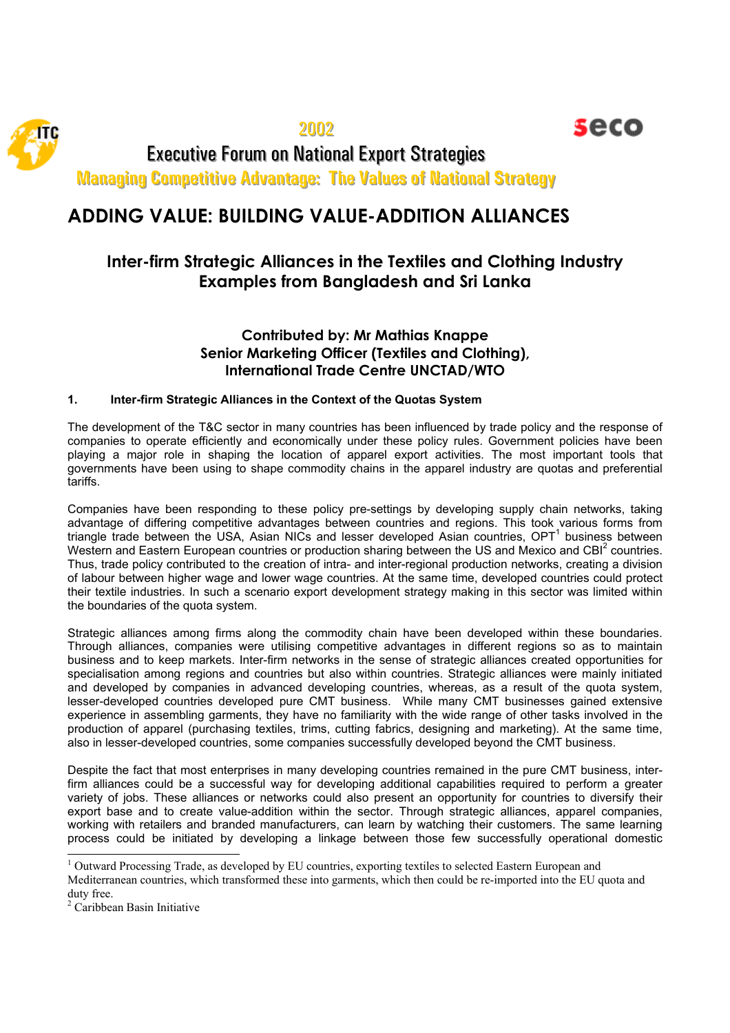2002

Executive Forum on National Export Strategies

Managing Competitive Advantage: The Values of National Strategy

# ADDING VALUE: BUILDING VALUE-ADDITION ALLIANCES

## Inter-firm Strategic Alliances in the Textiles and Clothing Industry Examples from Bangladesh and Sri Lanka

**Contributed by: Mr Mathias Knappe**
**Senior Marketing Officer (Textiles and Clothing),**
**International Trade Centre UNCTAD/WTO**

### 1. Inter-firm Strategic Alliances in the Context of the Quotas System

The development of the T&C sector in many countries has been influenced by trade policy and the response of companies to operate efficiently and economically under these policy rules. Government policies have been playing a major role in shaping the location of apparel export activities. The most important tools that governments have been using to shape commodity chains in the apparel industry are quotas and preferential tariffs.

Companies have been responding to these policy pre-settings by developing supply chain networks, taking advantage of differing competitive advantages between countries and regions. This took various forms from triangle trade between the USA, Asian NICs and lesser developed Asian countries, OPT[1] business between Western and Eastern European countries or production sharing between the US and Mexico and CBI[2] countries. Thus, trade policy contributed to the creation of intra- and inter-regional production networks, creating a division of labour between higher wage and lower wage countries. At the same time, developed countries could protect their textile industries. In such a scenario export development strategy making in this sector was limited within the boundaries of the quota system.

Strategic alliances among firms along the commodity chain have been developed within these boundaries. Through alliances, companies were utilising competitive advantages in different regions so as to maintain business and to keep markets. Inter-firm networks in the sense of strategic alliances created opportunities for specialisation among regions and countries but also within countries. Strategic alliances were mainly initiated and developed by companies in advanced developing countries, whereas, as a result of the quota system, lesser-developed countries developed pure CMT business. While many CMT businesses gained extensive experience in assembling garments, they have no familiarity with the wide range of other tasks involved in the production of apparel (purchasing textiles, trims, cutting fabrics, designing and marketing). At the same time, also in lesser-developed countries, some companies successfully developed beyond the CMT business.

Despite the fact that most enterprises in many developing countries remained in the pure CMT business, inter-firm alliances could be a successful way for developing additional capabilities required to perform a greater variety of jobs. These alliances or networks could also present an opportunity for countries to diversify their export base and to create value-addition within the sector. Through strategic alliances, apparel companies, working with retailers and branded manufacturers, can learn by watching their customers. The same learning process could be initiated by developing a linkage between those few successfully operational domestic

[1] Outward Processing Trade, as developed by EU countries, exporting textiles to selected Eastern European and Mediterranean countries, which transformed these into garments, which then could be re-imported into the EU quota and duty free.

[2] Caribbean Basin Initiative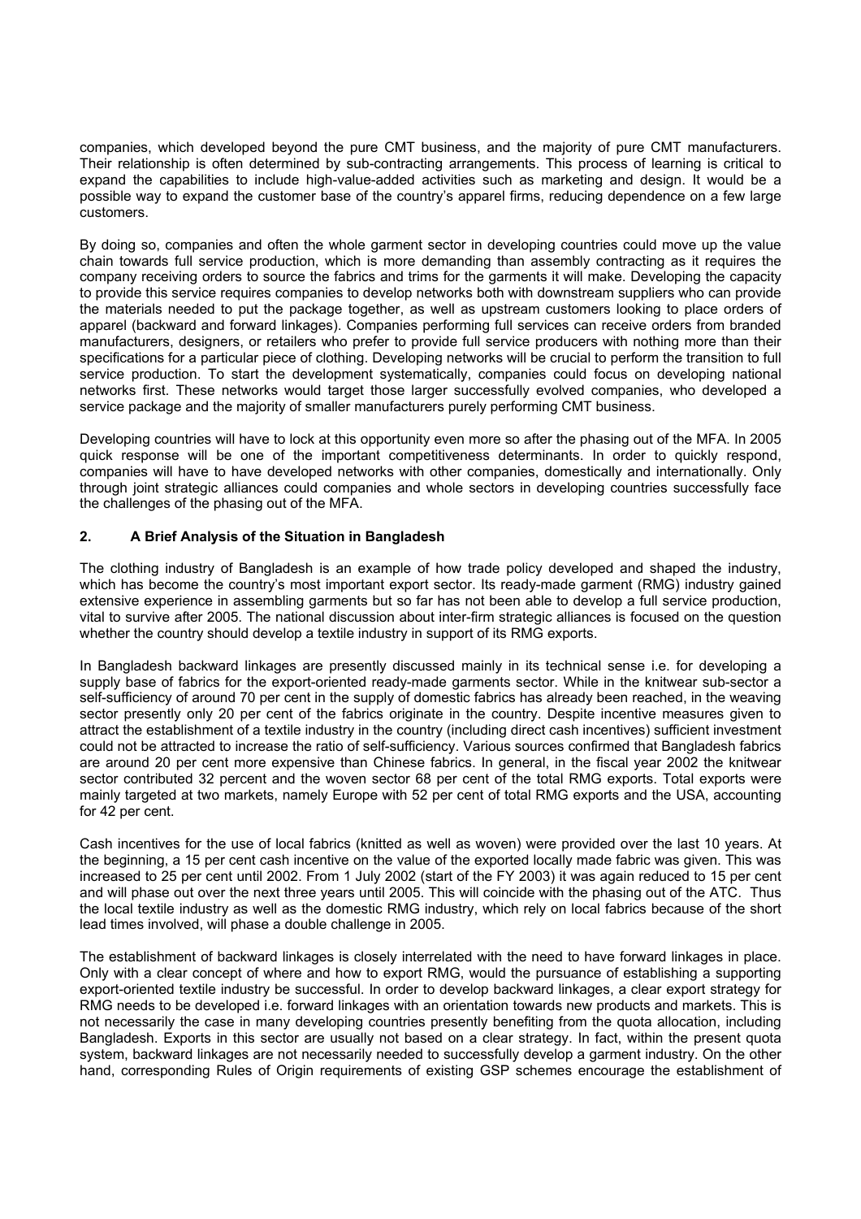companies, which developed beyond the pure CMT business, and the majority of pure CMT manufacturers. Their relationship is often determined by sub-contracting arrangements. This process of learning is critical to expand the capabilities to include high-value-added activities such as marketing and design. It would be a possible way to expand the customer base of the country's apparel firms, reducing dependence on a few large customers.

By doing so, companies and often the whole garment sector in developing countries could move up the value chain towards full service production, which is more demanding than assembly contracting as it requires the company receiving orders to source the fabrics and trims for the garments it will make. Developing the capacity to provide this service requires companies to develop networks both with downstream suppliers who can provide the materials needed to put the package together, as well as upstream customers looking to place orders of apparel (backward and forward linkages). Companies performing full services can receive orders from branded manufacturers, designers, or retailers who prefer to provide full service producers with nothing more than their specifications for a particular piece of clothing. Developing networks will be crucial to perform the transition to full service production. To start the development systematically, companies could focus on developing national networks first. These networks would target those larger successfully evolved companies, who developed a service package and the majority of smaller manufacturers purely performing CMT business.

Developing countries will have to lock at this opportunity even more so after the phasing out of the MFA. In 2005 quick response will be one of the important competitiveness determinants. In order to quickly respond, companies will have to have developed networks with other companies, domestically and internationally. Only through joint strategic alliances could companies and whole sectors in developing countries successfully face the challenges of the phasing out of the MFA.

## 2. A Brief Analysis of the Situation in Bangladesh

The clothing industry of Bangladesh is an example of how trade policy developed and shaped the industry, which has become the country's most important export sector. Its ready-made garment (RMG) industry gained extensive experience in assembling garments but so far has not been able to develop a full service production, vital to survive after 2005. The national discussion about inter-firm strategic alliances is focused on the question whether the country should develop a textile industry in support of its RMG exports.

In Bangladesh backward linkages are presently discussed mainly in its technical sense i.e. for developing a supply base of fabrics for the export-oriented ready-made garments sector. While in the knitwear sub-sector a self-sufficiency of around 70 per cent in the supply of domestic fabrics has already been reached, in the weaving sector presently only 20 per cent of the fabrics originate in the country. Despite incentive measures given to attract the establishment of a textile industry in the country (including direct cash incentives) sufficient investment could not be attracted to increase the ratio of self-sufficiency. Various sources confirmed that Bangladesh fabrics are around 20 per cent more expensive than Chinese fabrics. In general, in the fiscal year 2002 the knitwear sector contributed 32 percent and the woven sector 68 per cent of the total RMG exports. Total exports were mainly targeted at two markets, namely Europe with 52 per cent of total RMG exports and the USA, accounting for 42 per cent.

Cash incentives for the use of local fabrics (knitted as well as woven) were provided over the last 10 years. At the beginning, a 15 per cent cash incentive on the value of the exported locally made fabric was given. This was increased to 25 per cent until 2002. From 1 July 2002 (start of the FY 2003) it was again reduced to 15 per cent and will phase out over the next three years until 2005. This will coincide with the phasing out of the ATC. Thus the local textile industry as well as the domestic RMG industry, which rely on local fabrics because of the short lead times involved, will phase a double challenge in 2005.

The establishment of backward linkages is closely interrelated with the need to have forward linkages in place. Only with a clear concept of where and how to export RMG, would the pursuance of establishing a supporting export-oriented textile industry be successful. In order to develop backward linkages, a clear export strategy for RMG needs to be developed i.e. forward linkages with an orientation towards new products and markets. This is not necessarily the case in many developing countries presently benefiting from the quota allocation, including Bangladesh. Exports in this sector are usually not based on a clear strategy. In fact, within the present quota system, backward linkages are not necessarily needed to successfully develop a garment industry. On the other hand, corresponding Rules of Origin requirements of existing GSP schemes encourage the establishment of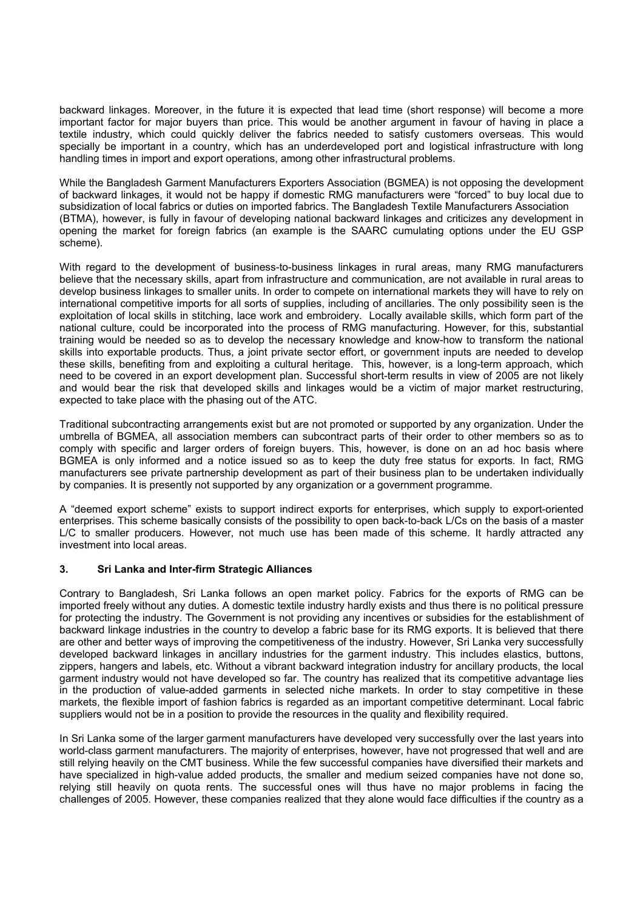backward linkages. Moreover, in the future it is expected that lead time (short response) will become a more important factor for major buyers than price. This would be another argument in favour of having in place a textile industry, which could quickly deliver the fabrics needed to satisfy customers overseas. This would specially be important in a country, which has an underdeveloped port and logistical infrastructure with long handling times in import and export operations, among other infrastructural problems.

While the Bangladesh Garment Manufacturers Exporters Association (BGMEA) is not opposing the development of backward linkages, it would not be happy if domestic RMG manufacturers were "forced" to buy local due to subsidization of local fabrics or duties on imported fabrics. The Bangladesh Textile Manufacturers Association (BTMA), however, is fully in favour of developing national backward linkages and criticizes any development in opening the market for foreign fabrics (an example is the SAARC cumulating options under the EU GSP scheme).

With regard to the development of business-to-business linkages in rural areas, many RMG manufacturers believe that the necessary skills, apart from infrastructure and communication, are not available in rural areas to develop business linkages to smaller units. In order to compete on international markets they will have to rely on international competitive imports for all sorts of supplies, including of ancillaries. The only possibility seen is the exploitation of local skills in stitching, lace work and embroidery. Locally available skills, which form part of the national culture, could be incorporated into the process of RMG manufacturing. However, for this, substantial training would be needed so as to develop the necessary knowledge and know-how to transform the national skills into exportable products. Thus, a joint private sector effort, or government inputs are needed to develop these skills, benefiting from and exploiting a cultural heritage. This, however, is a long-term approach, which need to be covered in an export development plan. Successful short-term results in view of 2005 are not likely and would bear the risk that developed skills and linkages would be a victim of major market restructuring, expected to take place with the phasing out of the ATC.

Traditional subcontracting arrangements exist but are not promoted or supported by any organization. Under the umbrella of BGMEA, all association members can subcontract parts of their order to other members so as to comply with specific and larger orders of foreign buyers. This, however, is done on an ad hoc basis where BGMEA is only informed and a notice issued so as to keep the duty free status for exports. In fact, RMG manufacturers see private partnership development as part of their business plan to be undertaken individually by companies. It is presently not supported by any organization or a government programme.

A "deemed export scheme" exists to support indirect exports for enterprises, which supply to export-oriented enterprises. This scheme basically consists of the possibility to open back-to-back L/Cs on the basis of a master L/C to smaller producers. However, not much use has been made of this scheme. It hardly attracted any investment into local areas.

## 3. Sri Lanka and Inter-firm Strategic Alliances

Contrary to Bangladesh, Sri Lanka follows an open market policy. Fabrics for the exports of RMG can be imported freely without any duties. A domestic textile industry hardly exists and thus there is no political pressure for protecting the industry. The Government is not providing any incentives or subsidies for the establishment of backward linkage industries in the country to develop a fabric base for its RMG exports. It is believed that there are other and better ways of improving the competitiveness of the industry. However, Sri Lanka very successfully developed backward linkages in ancillary industries for the garment industry. This includes elastics, buttons, zippers, hangers and labels, etc. Without a vibrant backward integration industry for ancillary products, the local garment industry would not have developed so far. The country has realized that its competitive advantage lies in the production of value-added garments in selected niche markets. In order to stay competitive in these markets, the flexible import of fashion fabrics is regarded as an important competitive determinant. Local fabric suppliers would not be in a position to provide the resources in the quality and flexibility required.

In Sri Lanka some of the larger garment manufacturers have developed very successfully over the last years into world-class garment manufacturers. The majority of enterprises, however, have not progressed that well and are still relying heavily on the CMT business. While the few successful companies have diversified their markets and have specialized in high-value added products, the smaller and medium seized companies have not done so, relying still heavily on quota rents. The successful ones will thus have no major problems in facing the challenges of 2005. However, these companies realized that they alone would face difficulties if the country as a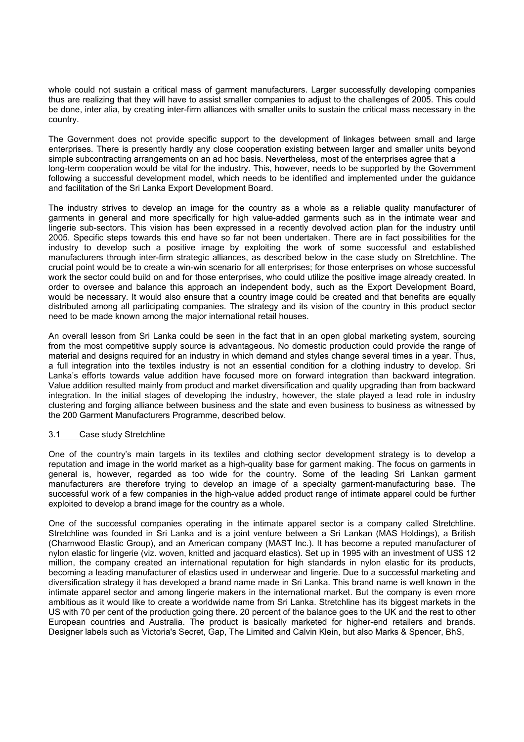whole could not sustain a critical mass of garment manufacturers. Larger successfully developing companies thus are realizing that they will have to assist smaller companies to adjust to the challenges of 2005. This could be done, inter alia, by creating inter-firm alliances with smaller units to sustain the critical mass necessary in the country.

The Government does not provide specific support to the development of linkages between small and large enterprises. There is presently hardly any close cooperation existing between larger and smaller units beyond simple subcontracting arrangements on an ad hoc basis. Nevertheless, most of the enterprises agree that a long-term cooperation would be vital for the industry. This, however, needs to be supported by the Government following a successful development model, which needs to be identified and implemented under the guidance and facilitation of the Sri Lanka Export Development Board.

The industry strives to develop an image for the country as a whole as a reliable quality manufacturer of garments in general and more specifically for high value-added garments such as in the intimate wear and lingerie sub-sectors. This vision has been expressed in a recently devolved action plan for the industry until 2005. Specific steps towards this end have so far not been undertaken. There are in fact possibilities for the industry to develop such a positive image by exploiting the work of some successful and established manufacturers through inter-firm strategic alliances, as described below in the case study on Stretchline. The crucial point would be to create a win-win scenario for all enterprises; for those enterprises on whose successful work the sector could build on and for those enterprises, who could utilize the positive image already created. In order to oversee and balance this approach an independent body, such as the Export Development Board, would be necessary. It would also ensure that a country image could be created and that benefits are equally distributed among all participating companies. The strategy and its vision of the country in this product sector need to be made known among the major international retail houses.

An overall lesson from Sri Lanka could be seen in the fact that in an open global marketing system, sourcing from the most competitive supply source is advantageous. No domestic production could provide the range of material and designs required for an industry in which demand and styles change several times in a year. Thus, a full integration into the textiles industry is not an essential condition for a clothing industry to develop. Sri Lanka's efforts towards value addition have focused more on forward integration than backward integration. Value addition resulted mainly from product and market diversification and quality upgrading than from backward integration. In the initial stages of developing the industry, however, the state played a lead role in industry clustering and forging alliance between business and the state and even business to business as witnessed by the 200 Garment Manufacturers Programme, described below.

### 3.1 Case study Stretchline

One of the country's main targets in its textiles and clothing sector development strategy is to develop a reputation and image in the world market as a high-quality base for garment making. The focus on garments in general is, however, regarded as too wide for the country. Some of the leading Sri Lankan garment manufacturers are therefore trying to develop an image of a specialty garment-manufacturing base. The successful work of a few companies in the high-value added product range of intimate apparel could be further exploited to develop a brand image for the country as a whole.

One of the successful companies operating in the intimate apparel sector is a company called Stretchline. Stretchline was founded in Sri Lanka and is a joint venture between a Sri Lankan (MAS Holdings), a British (Charnwood Elastic Group), and an American company (MAST Inc.). It has become a reputed manufacturer of nylon elastic for lingerie (viz. woven, knitted and jacquard elastics). Set up in 1995 with an investment of US$ 12 million, the company created an international reputation for high standards in nylon elastic for its products, becoming a leading manufacturer of elastics used in underwear and lingerie. Due to a successful marketing and diversification strategy it has developed a brand name made in Sri Lanka. This brand name is well known in the intimate apparel sector and among lingerie makers in the international market. But the company is even more ambitious as it would like to create a worldwide name from Sri Lanka. Stretchline has its biggest markets in the US with 70 per cent of the production going there. 20 percent of the balance goes to the UK and the rest to other European countries and Australia. The product is basically marketed for higher-end retailers and brands. Designer labels such as Victoria's Secret, Gap, The Limited and Calvin Klein, but also Marks & Spencer, BhS,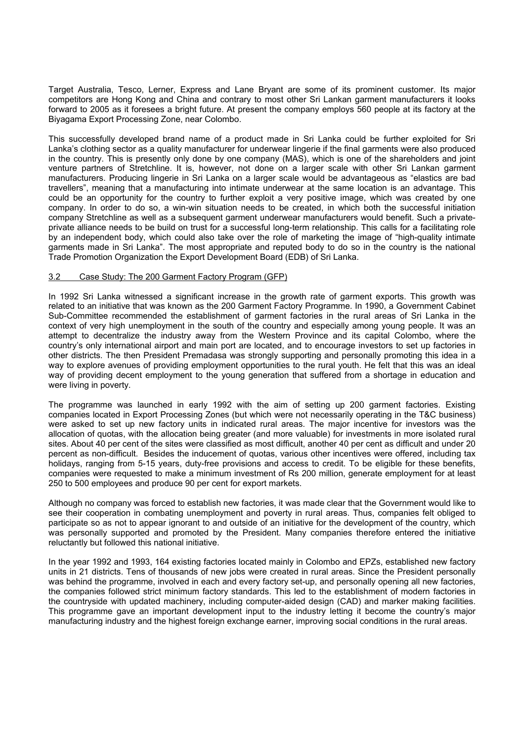Target Australia, Tesco, Lerner, Express and Lane Bryant are some of its prominent customer. Its major competitors are Hong Kong and China and contrary to most other Sri Lankan garment manufacturers it looks forward to 2005 as it foresees a bright future. At present the company employs 560 people at its factory at the Biyagama Export Processing Zone, near Colombo.

This successfully developed brand name of a product made in Sri Lanka could be further exploited for Sri Lanka's clothing sector as a quality manufacturer for underwear lingerie if the final garments were also produced in the country. This is presently only done by one company (MAS), which is one of the shareholders and joint venture partners of Stretchline. It is, however, not done on a larger scale with other Sri Lankan garment manufacturers. Producing lingerie in Sri Lanka on a larger scale would be advantageous as "elastics are bad travellers", meaning that a manufacturing into intimate underwear at the same location is an advantage. This could be an opportunity for the country to further exploit a very positive image, which was created by one company. In order to do so, a win-win situation needs to be created, in which both the successful initiation company Stretchline as well as a subsequent garment underwear manufacturers would benefit. Such a private-private alliance needs to be build on trust for a successful long-term relationship. This calls for a facilitating role by an independent body, which could also take over the role of marketing the image of "high-quality intimate garments made in Sri Lanka". The most appropriate and reputed body to do so in the country is the national Trade Promotion Organization the Export Development Board (EDB) of Sri Lanka.

### 3.2 Case Study: The 200 Garment Factory Program (GFP)

In 1992 Sri Lanka witnessed a significant increase in the growth rate of garment exports. This growth was related to an initiative that was known as the 200 Garment Factory Programme. In 1990, a Government Cabinet Sub-Committee recommended the establishment of garment factories in the rural areas of Sri Lanka in the context of very high unemployment in the south of the country and especially among young people. It was an attempt to decentralize the industry away from the Western Province and its capital Colombo, where the country's only international airport and main port are located, and to encourage investors to set up factories in other districts. The then President Premadasa was strongly supporting and personally promoting this idea in a way to explore avenues of providing employment opportunities to the rural youth. He felt that this was an ideal way of providing decent employment to the young generation that suffered from a shortage in education and were living in poverty.

The programme was launched in early 1992 with the aim of setting up 200 garment factories. Existing companies located in Export Processing Zones (but which were not necessarily operating in the T&C business) were asked to set up new factory units in indicated rural areas. The major incentive for investors was the allocation of quotas, with the allocation being greater (and more valuable) for investments in more isolated rural sites. About 40 per cent of the sites were classified as most difficult, another 40 per cent as difficult and under 20 percent as non-difficult. Besides the inducement of quotas, various other incentives were offered, including tax holidays, ranging from 5-15 years, duty-free provisions and access to credit. To be eligible for these benefits, companies were requested to make a minimum investment of Rs 200 million, generate employment for at least 250 to 500 employees and produce 90 per cent for export markets.

Although no company was forced to establish new factories, it was made clear that the Government would like to see their cooperation in combating unemployment and poverty in rural areas. Thus, companies felt obliged to participate so as not to appear ignorant to and outside of an initiative for the development of the country, which was personally supported and promoted by the President. Many companies therefore entered the initiative reluctantly but followed this national initiative.

In the year 1992 and 1993, 164 existing factories located mainly in Colombo and EPZs, established new factory units in 21 districts. Tens of thousands of new jobs were created in rural areas. Since the President personally was behind the programme, involved in each and every factory set-up, and personally opening all new factories, the companies followed strict minimum factory standards. This led to the establishment of modern factories in the countryside with updated machinery, including computer-aided design (CAD) and marker making facilities. This programme gave an important development input to the industry letting it become the country's major manufacturing industry and the highest foreign exchange earner, improving social conditions in the rural areas.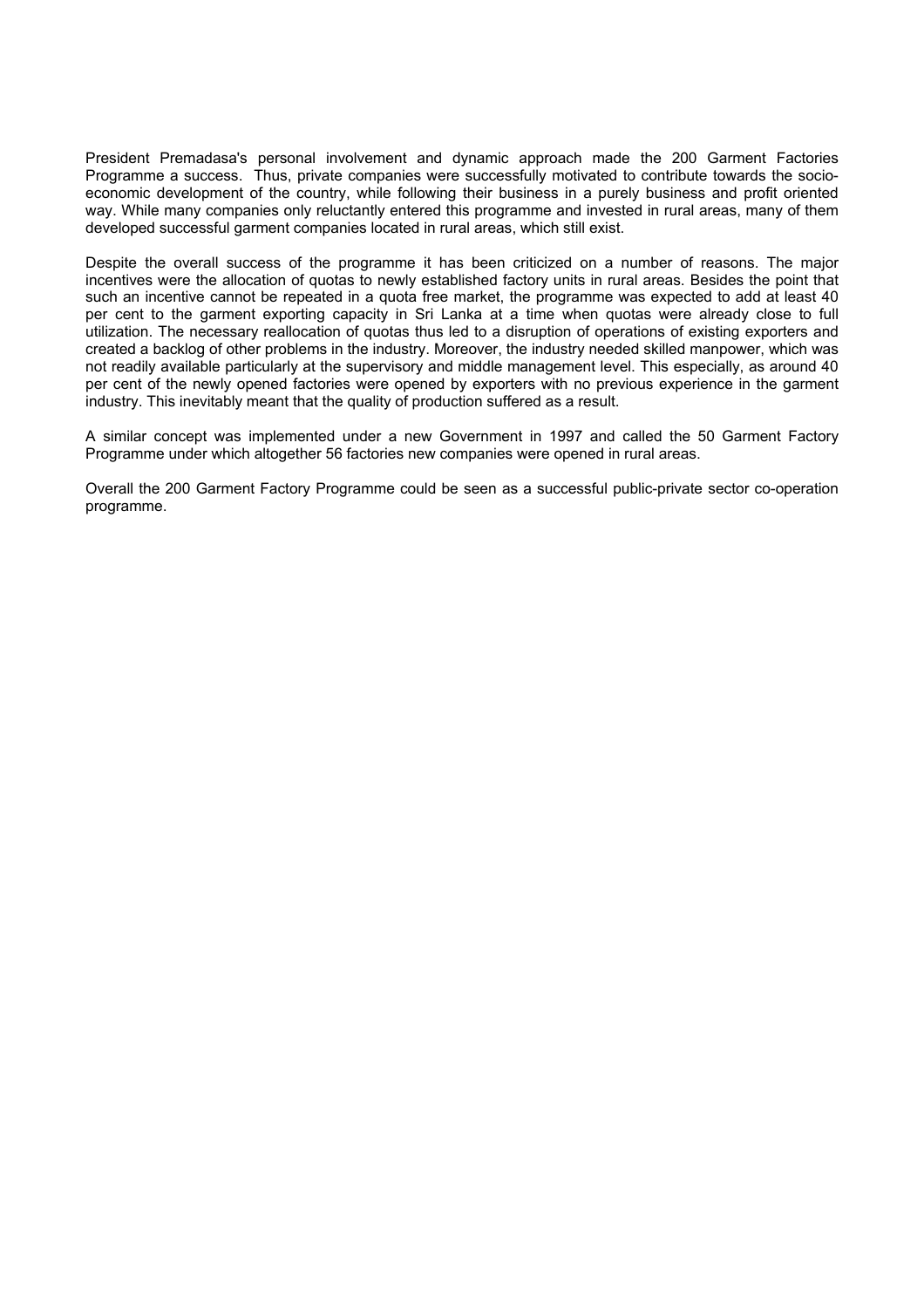President Premadasa's personal involvement and dynamic approach made the 200 Garment Factories Programme a success. Thus, private companies were successfully motivated to contribute towards the socio-economic development of the country, while following their business in a purely business and profit oriented way. While many companies only reluctantly entered this programme and invested in rural areas, many of them developed successful garment companies located in rural areas, which still exist.

Despite the overall success of the programme it has been criticized on a number of reasons. The major incentives were the allocation of quotas to newly established factory units in rural areas. Besides the point that such an incentive cannot be repeated in a quota free market, the programme was expected to add at least 40 per cent to the garment exporting capacity in Sri Lanka at a time when quotas were already close to full utilization. The necessary reallocation of quotas thus led to a disruption of operations of existing exporters and created a backlog of other problems in the industry. Moreover, the industry needed skilled manpower, which was not readily available particularly at the supervisory and middle management level. This especially, as around 40 per cent of the newly opened factories were opened by exporters with no previous experience in the garment industry. This inevitably meant that the quality of production suffered as a result.

A similar concept was implemented under a new Government in 1997 and called the 50 Garment Factory Programme under which altogether 56 factories new companies were opened in rural areas.

Overall the 200 Garment Factory Programme could be seen as a successful public-private sector co-operation programme.